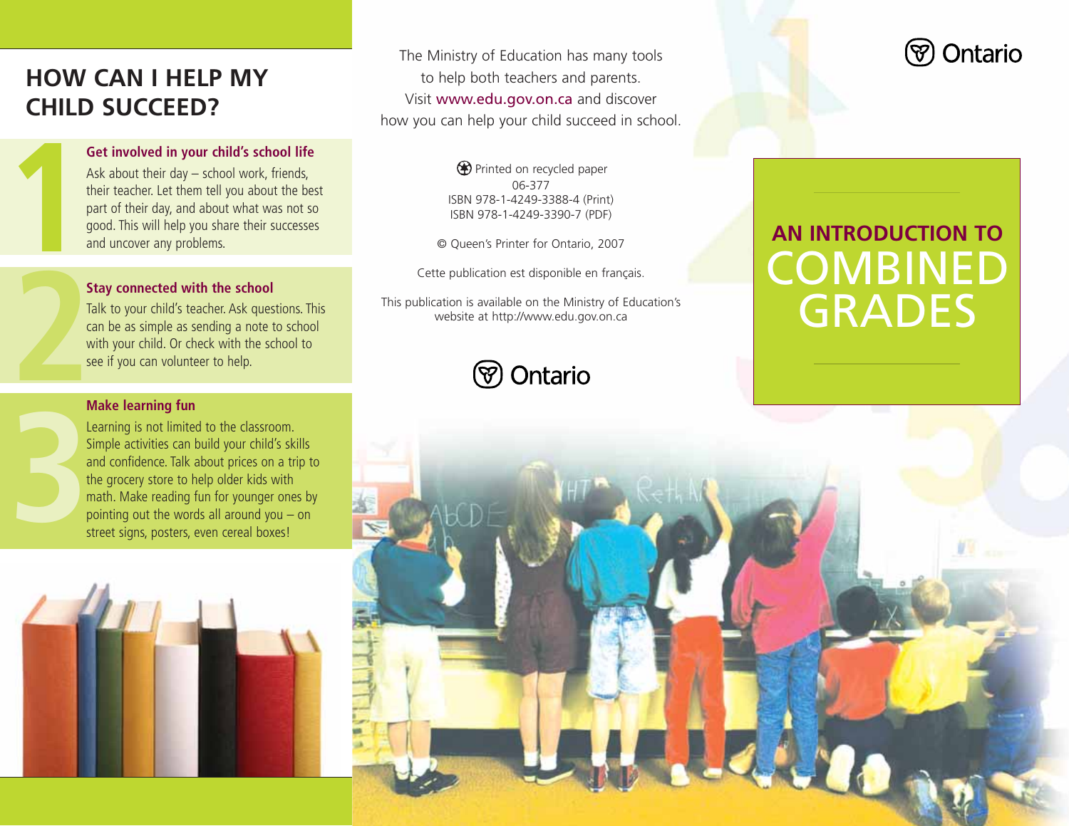## HOW CAN I HELP MY CHILD SUCCEED?

1

**Get involved in your child's school life**

Ask about their day – school work, friends, their teacher. Let them tell you about the best part of their day, and about what was not so good. This will help you share their successes and uncover any problems.

2

**Stay connected with the school**

Talk to your child's teacher. Ask questions. This can be as simple as sending a note to school with your child. Or check with the school to see if you can volunteer to help.

3

**Make learning fun**

Learning is not limited to the classroom. Simple activities can build your child's skills and confidence. Talk about prices on a trip to the grocery store to help older kids with math. Make reading fun for younger ones by pointing out the words all around you – on street signs, posters, even cereal boxes!

The Ministry of Education has many tools to help both teachers and parents. Visit www.edu.gov.on.ca and discover how you can help your child succeed in school.

Printed on recycled paper
06-377
ISBN 978-1-4249-3388-4 (Print)
ISBN 978-1-4249-3390-7 (PDF)

© Queen's Printer for Ontario, 2007

Cette publication est disponible en français.

This publication is available on the Ministry of Education's website at http://www.edu.gov.on.ca

Ontario

Ontario

# AN INTRODUCTION TO COMBINED GRADES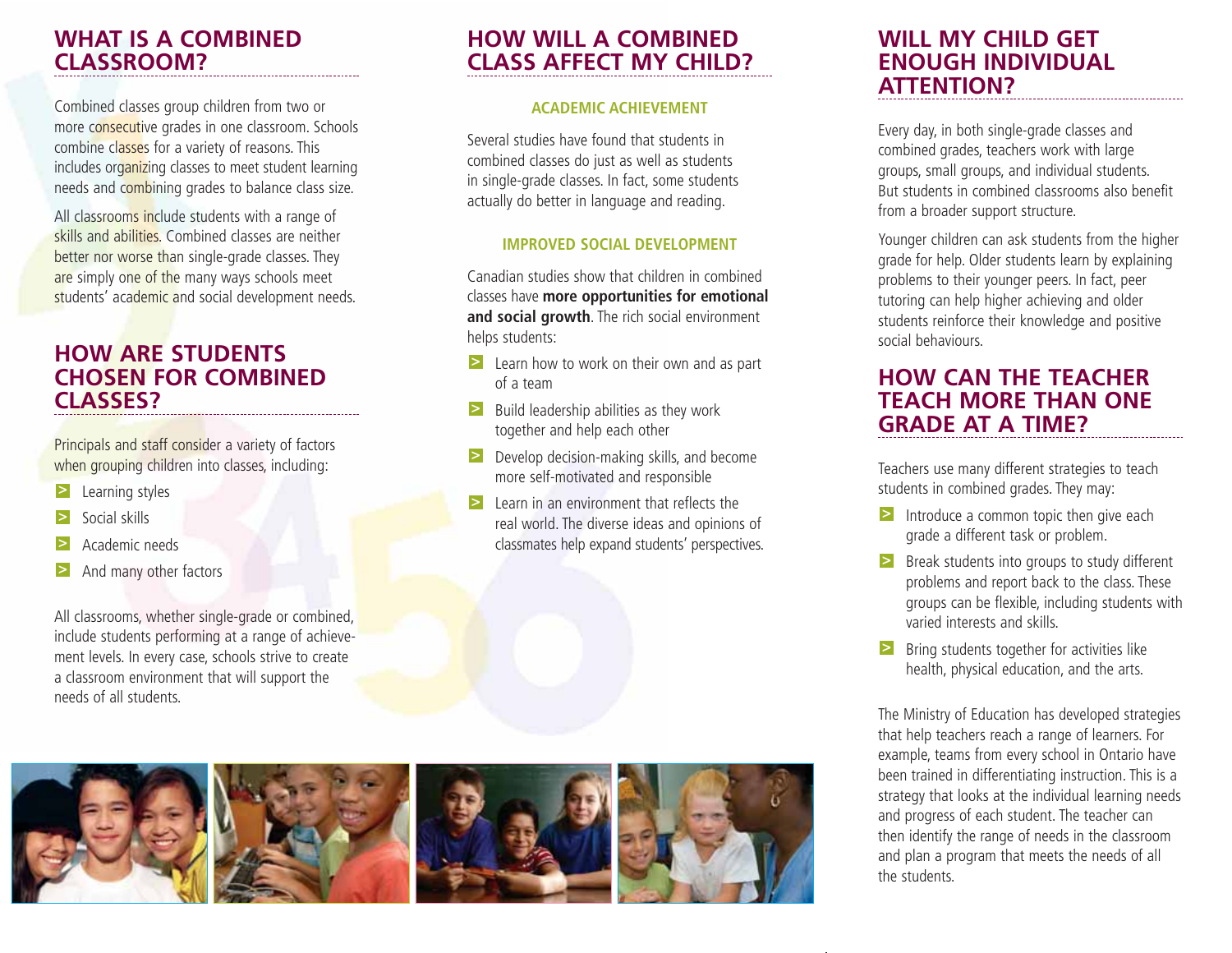## WHAT IS A COMBINED CLASSROOM?

Combined classes group children from two or more consecutive grades in one classroom. Schools combine classes for a variety of reasons. This includes organizing classes to meet student learning needs and combining grades to balance class size.

All classrooms include students with a range of skills and abilities. Combined classes are neither better nor worse than single-grade classes. They are simply one of the many ways schools meet students' academic and social development needs.

## HOW ARE STUDENTS CHOSEN FOR COMBINED CLASSES?

Principals and staff consider a variety of factors when grouping children into classes, including:

- Learning styles
- Social skills
- Academic needs
- And many other factors

All classrooms, whether single-grade or combined, include students performing at a range of achievement levels. In every case, schools strive to create a classroom environment that will support the needs of all students.

## HOW WILL A COMBINED CLASS AFFECT MY CHILD?

### ACADEMIC ACHIEVEMENT

Several studies have found that students in combined classes do just as well as students in single-grade classes. In fact, some students actually do better in language and reading.

### IMPROVED SOCIAL DEVELOPMENT

Canadian studies show that children in combined classes have **more opportunities for emotional and social growth**. The rich social environment helps students:

- Learn how to work on their own and as part of a team
- Build leadership abilities as they work together and help each other
- Develop decision-making skills, and become more self-motivated and responsible
- Learn in an environment that reflects the real world. The diverse ideas and opinions of classmates help expand students' perspectives.

## WILL MY CHILD GET ENOUGH INDIVIDUAL ATTENTION?

Every day, in both single-grade classes and combined grades, teachers work with large groups, small groups, and individual students. But students in combined classrooms also benefit from a broader support structure.

Younger children can ask students from the higher grade for help. Older students learn by explaining problems to their younger peers. In fact, peer tutoring can help higher achieving and older students reinforce their knowledge and positive social behaviours.

## HOW CAN THE TEACHER TEACH MORE THAN ONE GRADE AT A TIME?

Teachers use many different strategies to teach students in combined grades. They may:

- Introduce a common topic then give each grade a different task or problem.
- Break students into groups to study different problems and report back to the class. These groups can be flexible, including students with varied interests and skills.
- Bring students together for activities like health, physical education, and the arts.

The Ministry of Education has developed strategies that help teachers reach a range of learners. For example, teams from every school in Ontario have been trained in differentiating instruction. This is a strategy that looks at the individual learning needs and progress of each student. The teacher can then identify the range of needs in the classroom and plan a program that meets the needs of all the students.